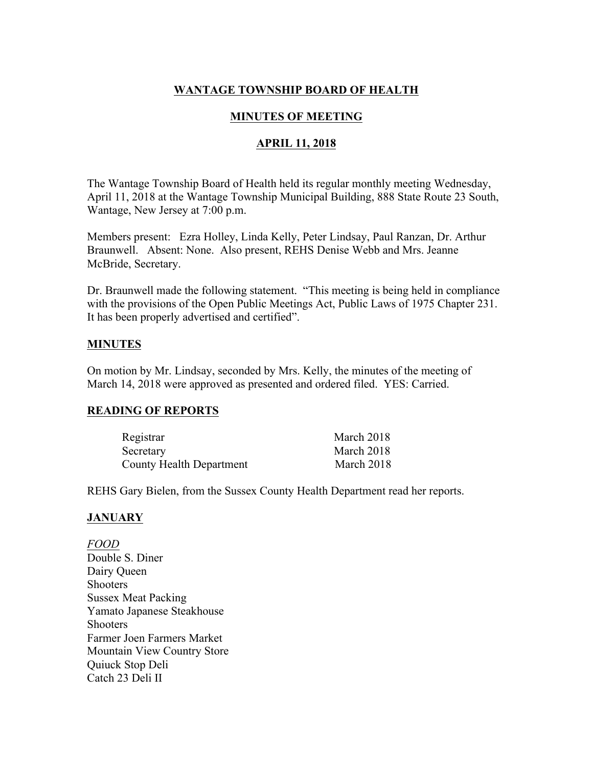# WANTAGE TOWNSHIP BOARD OF HEALTH

## MINUTES OF MEETING

## APRIL 11, 2018

The Wantage Township Board of Health held its regular monthly meeting Wednesday, April 11, 2018 at the Wantage Township Municipal Building, 888 State Route 23 South, Wantage, New Jersey at 7:00 p.m.

Members present: Ezra Holley, Linda Kelly, Peter Lindsay, Paul Ranzan, Dr. Arthur Braunwell. Absent: None. Also present, REHS Denise Webb and Mrs. Jeanne McBride, Secretary.

Dr. Braunwell made the following statement. "This meeting is being held in compliance with the provisions of the Open Public Meetings Act, Public Laws of 1975 Chapter 231. It has been properly advertised and certified".

### MINUTES

On motion by Mr. Lindsay, seconded by Mrs. Kelly, the minutes of the meeting of March 14, 2018 were approved as presented and ordered filed. YES: Carried.

### READING OF REPORTS

| | |
|---|---|
| Registrar | March 2018 |
| Secretary | March 2018 |
| County Health Department | March 2018 |

REHS Gary Bielen, from the Sussex County Health Department read her reports.

### JANUARY

*FOOD*

Double S. Diner
Dairy Queen
Shooters
Sussex Meat Packing
Yamato Japanese Steakhouse
Shooters
Farmer Joen Farmers Market
Mountain View Country Store
Quiuck Stop Deli
Catch 23 Deli II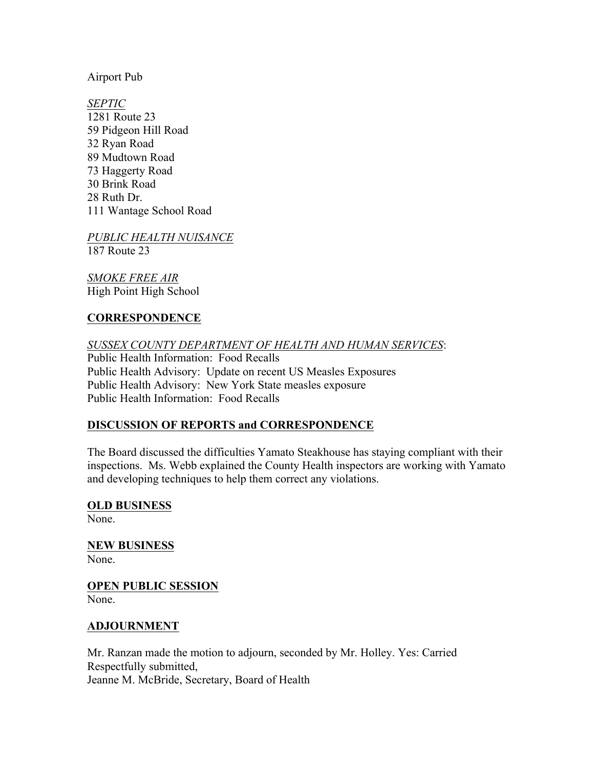Airport Pub

*SEPTIC*
1281 Route 23
59 Pidgeon Hill Road
32 Ryan Road
89 Mudtown Road
73 Haggerty Road
30 Brink Road
28 Ruth Dr.
111 Wantage School Road

*PUBLIC HEALTH NUISANCE*
187 Route 23

*SMOKE FREE AIR*
High Point High School

**CORRESPONDENCE**

*SUSSEX COUNTY DEPARTMENT OF HEALTH AND HUMAN SERVICES*:
Public Health Information: Food Recalls
Public Health Advisory: Update on recent US Measles Exposures
Public Health Advisory: New York State measles exposure
Public Health Information: Food Recalls

**DISCUSSION OF REPORTS and CORRESPONDENCE**

The Board discussed the difficulties Yamato Steakhouse has staying compliant with their inspections. Ms. Webb explained the County Health inspectors are working with Yamato and developing techniques to help them correct any violations.

**OLD BUSINESS**
None.

**NEW BUSINESS**
None.

**OPEN PUBLIC SESSION**
None.

**ADJOURNMENT**

Mr. Ranzan made the motion to adjourn, seconded by Mr. Holley. Yes: Carried
Respectfully submitted,
Jeanne M. McBride, Secretary, Board of Health